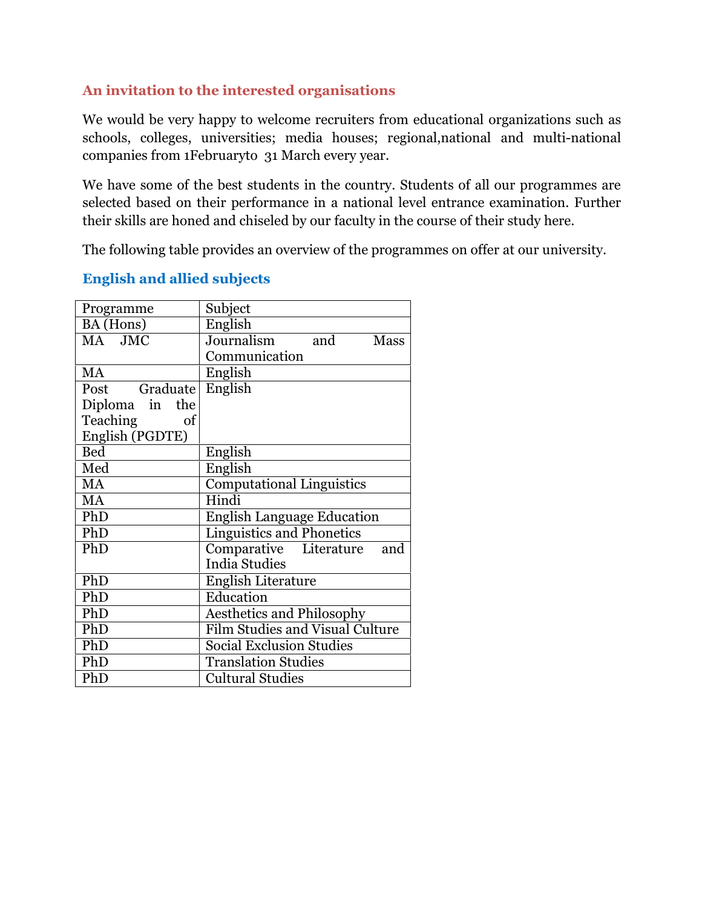## An invitation to the interested organisations

We would be very happy to welcome recruiters from educational organizations such as schools, colleges, universities; media houses; regional,national and multi-national companies from 1Februaryto 31 March every year.

We have some of the best students in the country. Students of all our programmes are selected based on their performance in a national level entrance examination. Further their skills are honed and chiseled by our faculty in the course of their study here.

The following table provides an overview of the programmes on offer at our university.

### English and allied subjects

| Programme | Subject |
|---|---|
| BA (Hons) | English |
| MA JMC | Journalism and Mass Communication |
| MA | English |
| Post Graduate Diploma in the Teaching of English (PGDTE) | English |
| Bed | English |
| Med | English |
| MA | Computational Linguistics |
| MA | Hindi |
| PhD | English Language Education |
| PhD | Linguistics and Phonetics |
| PhD | Comparative Literature and India Studies |
| PhD | English Literature |
| PhD | Education |
| PhD | Aesthetics and Philosophy |
| PhD | Film Studies and Visual Culture |
| PhD | Social Exclusion Studies |
| PhD | Translation Studies |
| PhD | Cultural Studies |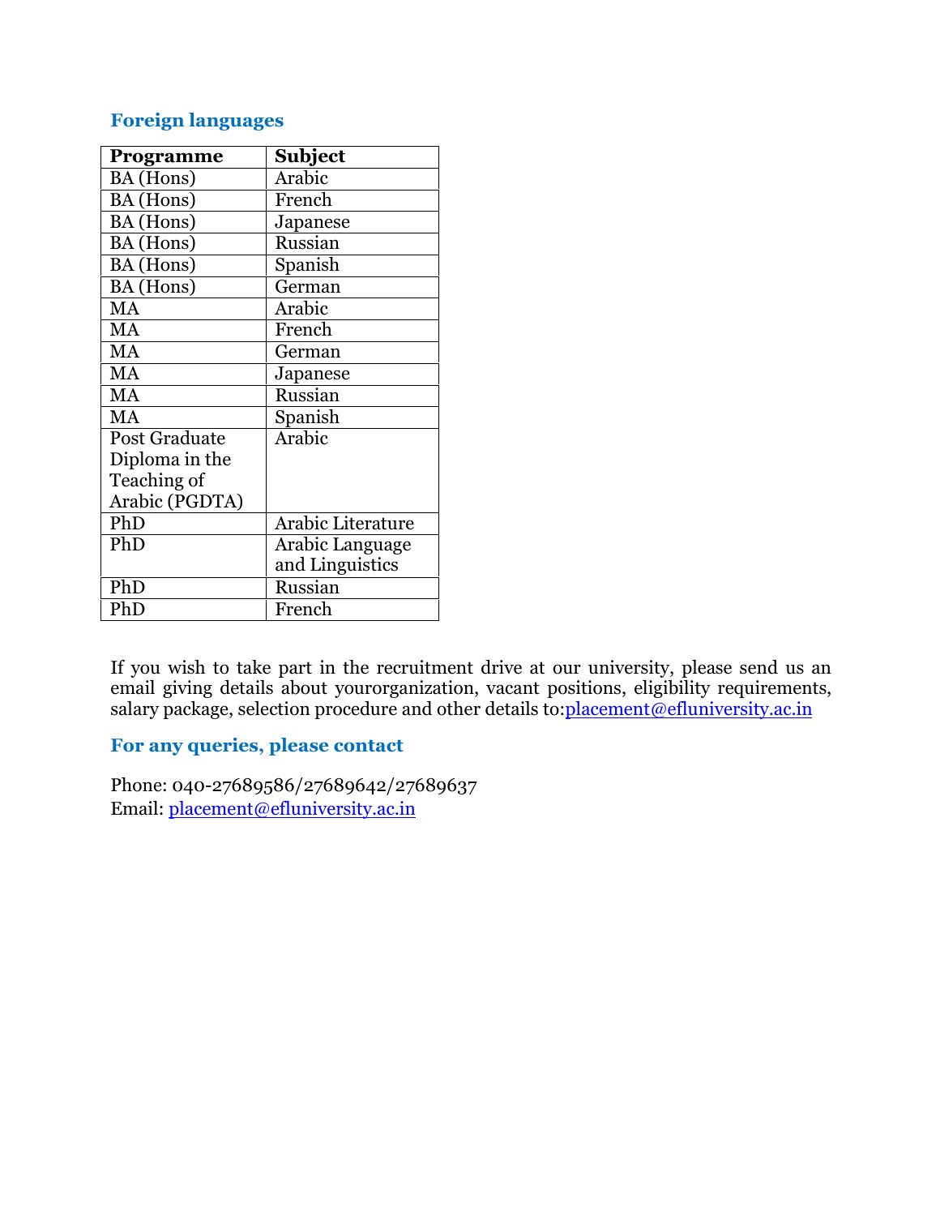## Foreign languages

| Programme | Subject |
|---|---|
| BA (Hons) | Arabic |
| BA (Hons) | French |
| BA (Hons) | Japanese |
| BA (Hons) | Russian |
| BA (Hons) | Spanish |
| BA (Hons) | German |
| MA | Arabic |
| MA | French |
| MA | German |
| MA | Japanese |
| MA | Russian |
| MA | Spanish |
| Post Graduate Diploma in the Teaching of Arabic (PGDTA) | Arabic |
| PhD | Arabic Literature |
| PhD | Arabic Language and Linguistics |
| PhD | Russian |
| PhD | French |

If you wish to take part in the recruitment drive at our university, please send us an email giving details about yourorganization, vacant positions, eligibility requirements, salary package, selection procedure and other details to:placement@efluniversity.ac.in

## For any queries, please contact

Phone: 040-27689586/27689642/27689637
Email: placement@efluniversity.ac.in